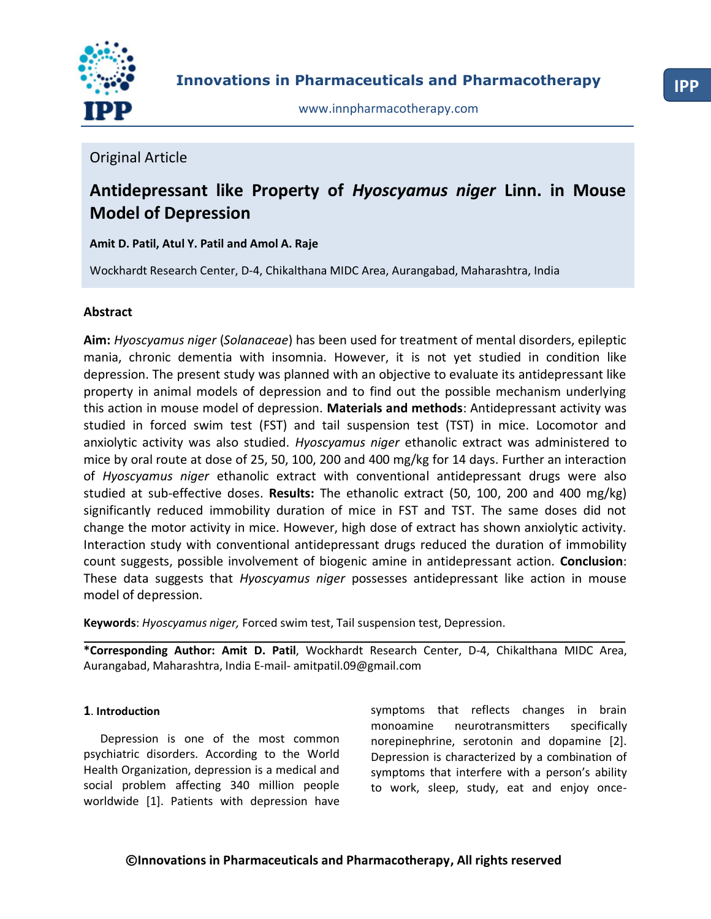Original Article

# Antidepressant like Property of *Hyoscyamus niger* Linn. in Mouse Model of Depression

**Amit D. Patil, Atul Y. Patil and Amol A. Raje**

Wockhardt Research Center, D-4, Chikalthana MIDC Area, Aurangabad, Maharashtra, India

## Abstract

**Aim:** *Hyoscyamus niger* (*Solanaceae*) has been used for treatment of mental disorders, epileptic mania, chronic dementia with insomnia. However, it is not yet studied in condition like depression. The present study was planned with an objective to evaluate its antidepressant like property in animal models of depression and to find out the possible mechanism underlying this action in mouse model of depression. **Materials and methods**: Antidepressant activity was studied in forced swim test (FST) and tail suspension test (TST) in mice. Locomotor and anxiolytic activity was also studied. *Hyoscyamus niger* ethanolic extract was administered to mice by oral route at dose of 25, 50, 100, 200 and 400 mg/kg for 14 days. Further an interaction of *Hyoscyamus niger* ethanolic extract with conventional antidepressant drugs were also studied at sub-effective doses. **Results:** The ethanolic extract (50, 100, 200 and 400 mg/kg) significantly reduced immobility duration of mice in FST and TST. The same doses did not change the motor activity in mice. However, high dose of extract has shown anxiolytic activity. Interaction study with conventional antidepressant drugs reduced the duration of immobility count suggests, possible involvement of biogenic amine in antidepressant action. **Conclusion**: These data suggests that *Hyoscyamus niger* possesses antidepressant like action in mouse model of depression.

**Keywords**: *Hyoscyamus niger,* Forced swim test, Tail suspension test, Depression.

**\*Corresponding Author: Amit D. Patil**, Wockhardt Research Center, D-4, Chikalthana MIDC Area, Aurangabad, Maharashtra, India E-mail- amitpatil.09@gmail.com

## 1. Introduction

Depression is one of the most common psychiatric disorders. According to the World Health Organization, depression is a medical and social problem affecting 340 million people worldwide [1]. Patients with depression have symptoms that reflects changes in brain monoamine neurotransmitters specifically norepinephrine, serotonin and dopamine [2]. Depression is characterized by a combination of symptoms that interfere with a person's ability to work, sleep, study, eat and enjoy once-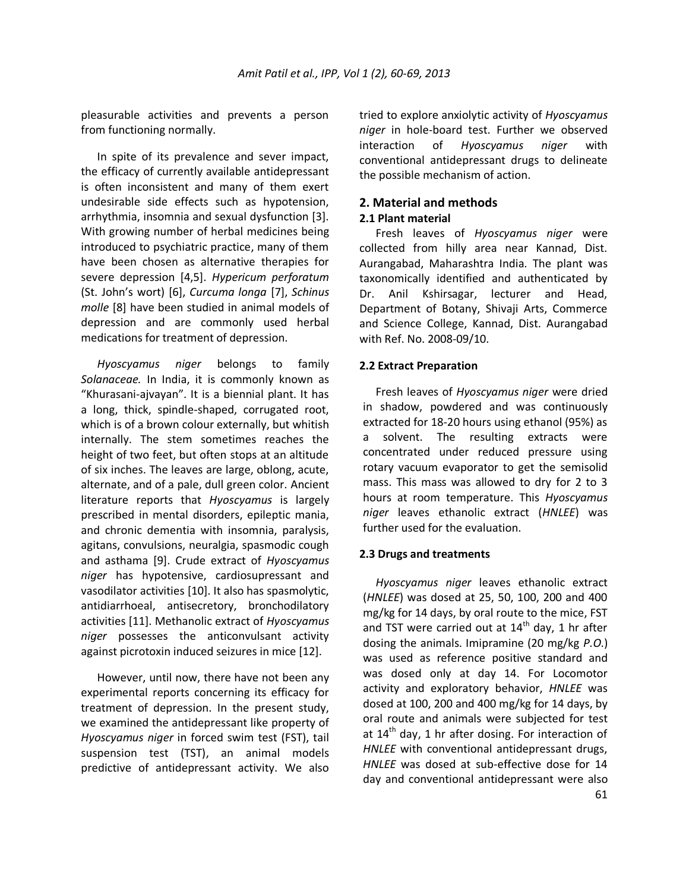pleasurable activities and prevents a person from functioning normally.

In spite of its prevalence and sever impact, the efficacy of currently available antidepressant is often inconsistent and many of them exert undesirable side effects such as hypotension, arrhythmia, insomnia and sexual dysfunction [3]. With growing number of herbal medicines being introduced to psychiatric practice, many of them have been chosen as alternative therapies for severe depression [4,5]. *Hypericum perforatum* (St. John's wort) [6], *Curcuma longa* [7], *Schinus molle* [8] have been studied in animal models of depression and are commonly used herbal medications for treatment of depression.

*Hyoscyamus niger* belongs to family *Solanaceae.* In India, it is commonly known as "Khurasani-ajvayan". It is a biennial plant. It has a long, thick, spindle-shaped, corrugated root, which is of a brown colour externally, but whitish internally. The stem sometimes reaches the height of two feet, but often stops at an altitude of six inches. The leaves are large, oblong, acute, alternate, and of a pale, dull green color. Ancient literature reports that *Hyoscyamus* is largely prescribed in mental disorders, epileptic mania, and chronic dementia with insomnia, paralysis, agitans, convulsions, neuralgia, spasmodic cough and asthama [9]. Crude extract of *Hyoscyamus niger* has hypotensive, cardiosupressant and vasodilator activities [10]. It also has spasmolytic, antidiarrhoeal, antisecretory, bronchodilatory activities [11]. Methanolic extract of *Hyoscyamus niger* possesses the anticonvulsant activity against picrotoxin induced seizures in mice [12].

However, until now, there have not been any experimental reports concerning its efficacy for treatment of depression. In the present study, we examined the antidepressant like property of *Hyoscyamus niger* in forced swim test (FST), tail suspension test (TST), an animal models predictive of antidepressant activity. We also tried to explore anxiolytic activity of *Hyoscyamus niger* in hole-board test. Further we observed interaction of *Hyoscyamus niger* with conventional antidepressant drugs to delineate the possible mechanism of action.

## 2. Material and methods

### 2.1 Plant material

Fresh leaves of *Hyoscyamus niger* were collected from hilly area near Kannad, Dist. Aurangabad, Maharashtra India. The plant was taxonomically identified and authenticated by Dr. Anil Kshirsagar, lecturer and Head, Department of Botany, Shivaji Arts, Commerce and Science College, Kannad, Dist. Aurangabad with Ref. No. 2008-09/10.

### 2.2 Extract Preparation

Fresh leaves of *Hyoscyamus niger* were dried in shadow, powdered and was continuously extracted for 18-20 hours using ethanol (95%) as a solvent. The resulting extracts were concentrated under reduced pressure using rotary vacuum evaporator to get the semisolid mass. This mass was allowed to dry for 2 to 3 hours at room temperature. This *Hyoscyamus niger* leaves ethanolic extract (*HNLEE*) was further used for the evaluation.

### 2.3 Drugs and treatments

*Hyoscyamus niger* leaves ethanolic extract (*HNLEE*) was dosed at 25, 50, 100, 200 and 400 mg/kg for 14 days, by oral route to the mice, FST and TST were carried out at 14$^{th}$ day, 1 hr after dosing the animals. Imipramine (20 mg/kg *P.O.*) was used as reference positive standard and was dosed only at day 14. For Locomotor activity and exploratory behavior, *HNLEE* was dosed at 100, 200 and 400 mg/kg for 14 days, by oral route and animals were subjected for test at 14$^{th}$ day, 1 hr after dosing. For interaction of *HNLEE* with conventional antidepressant drugs, *HNLEE* was dosed at sub-effective dose for 14 day and conventional antidepressant were also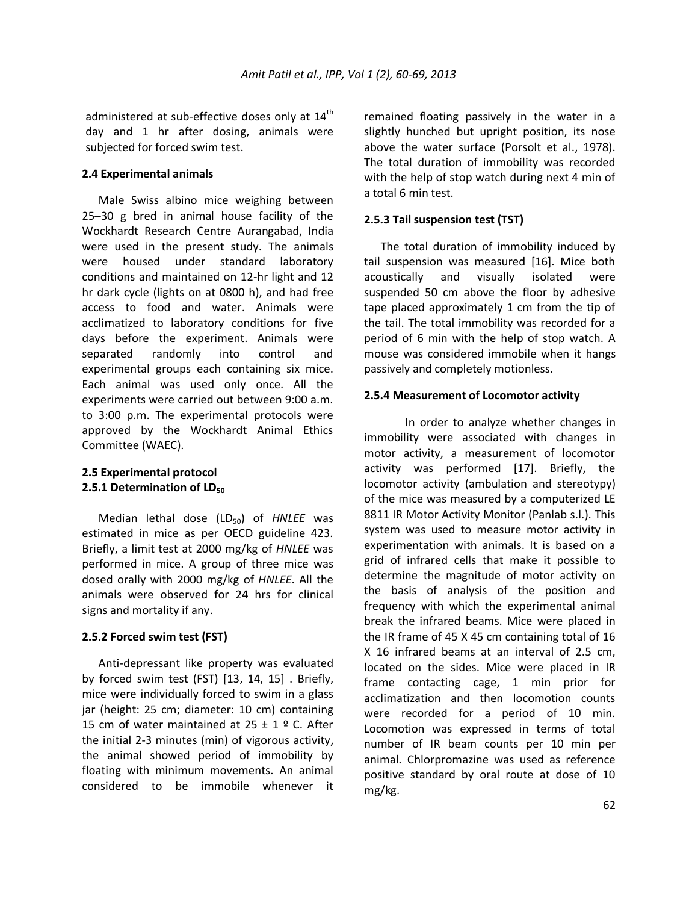administered at sub-effective doses only at 14th day and 1 hr after dosing, animals were subjected for forced swim test.

### 2.4 Experimental animals

Male Swiss albino mice weighing between 25–30 g bred in animal house facility of the Wockhardt Research Centre Aurangabad, India were used in the present study. The animals were housed under standard laboratory conditions and maintained on 12-hr light and 12 hr dark cycle (lights on at 0800 h), and had free access to food and water. Animals were acclimatized to laboratory conditions for five days before the experiment. Animals were separated randomly into control and experimental groups each containing six mice. Each animal was used only once. All the experiments were carried out between 9:00 a.m. to 3:00 p.m. The experimental protocols were approved by the Wockhardt Animal Ethics Committee (WAEC).

### 2.5 Experimental protocol

#### 2.5.1 Determination of $LD_{50}$

Median lethal dose ($LD_{50}$) of *HNLEE* was estimated in mice as per OECD guideline 423. Briefly, a limit test at 2000 mg/kg of *HNLEE* was performed in mice. A group of three mice was dosed orally with 2000 mg/kg of *HNLEE*. All the animals were observed for 24 hrs for clinical signs and mortality if any.

#### 2.5.2 Forced swim test (FST)

Anti-depressant like property was evaluated by forced swim test (FST) [13, 14, 15] . Briefly, mice were individually forced to swim in a glass jar (height: 25 cm; diameter: 10 cm) containing 15 cm of water maintained at 25 ± 1 º C. After the initial 2-3 minutes (min) of vigorous activity, the animal showed period of immobility by floating with minimum movements. An animal considered to be immobile whenever it remained floating passively in the water in a slightly hunched but upright position, its nose above the water surface (Porsolt et al., 1978). The total duration of immobility was recorded with the help of stop watch during next 4 min of a total 6 min test.

#### 2.5.3 Tail suspension test (TST)

The total duration of immobility induced by tail suspension was measured [16]. Mice both acoustically and visually isolated were suspended 50 cm above the floor by adhesive tape placed approximately 1 cm from the tip of the tail. The total immobility was recorded for a period of 6 min with the help of stop watch. A mouse was considered immobile when it hangs passively and completely motionless.

#### 2.5.4 Measurement of Locomotor activity

In order to analyze whether changes in immobility were associated with changes in motor activity, a measurement of locomotor activity was performed [17]. Briefly, the locomotor activity (ambulation and stereotypy) of the mice was measured by a computerized LE 8811 IR Motor Activity Monitor (Panlab s.l.). This system was used to measure motor activity in experimentation with animals. It is based on a grid of infrared cells that make it possible to determine the magnitude of motor activity on the basis of analysis of the position and frequency with which the experimental animal break the infrared beams. Mice were placed in the IR frame of 45 X 45 cm containing total of 16 X 16 infrared beams at an interval of 2.5 cm, located on the sides. Mice were placed in IR frame contacting cage, 1 min prior for acclimatization and then locomotion counts were recorded for a period of 10 min. Locomotion was expressed in terms of total number of IR beam counts per 10 min per animal. Chlorpromazine was used as reference positive standard by oral route at dose of 10 mg/kg.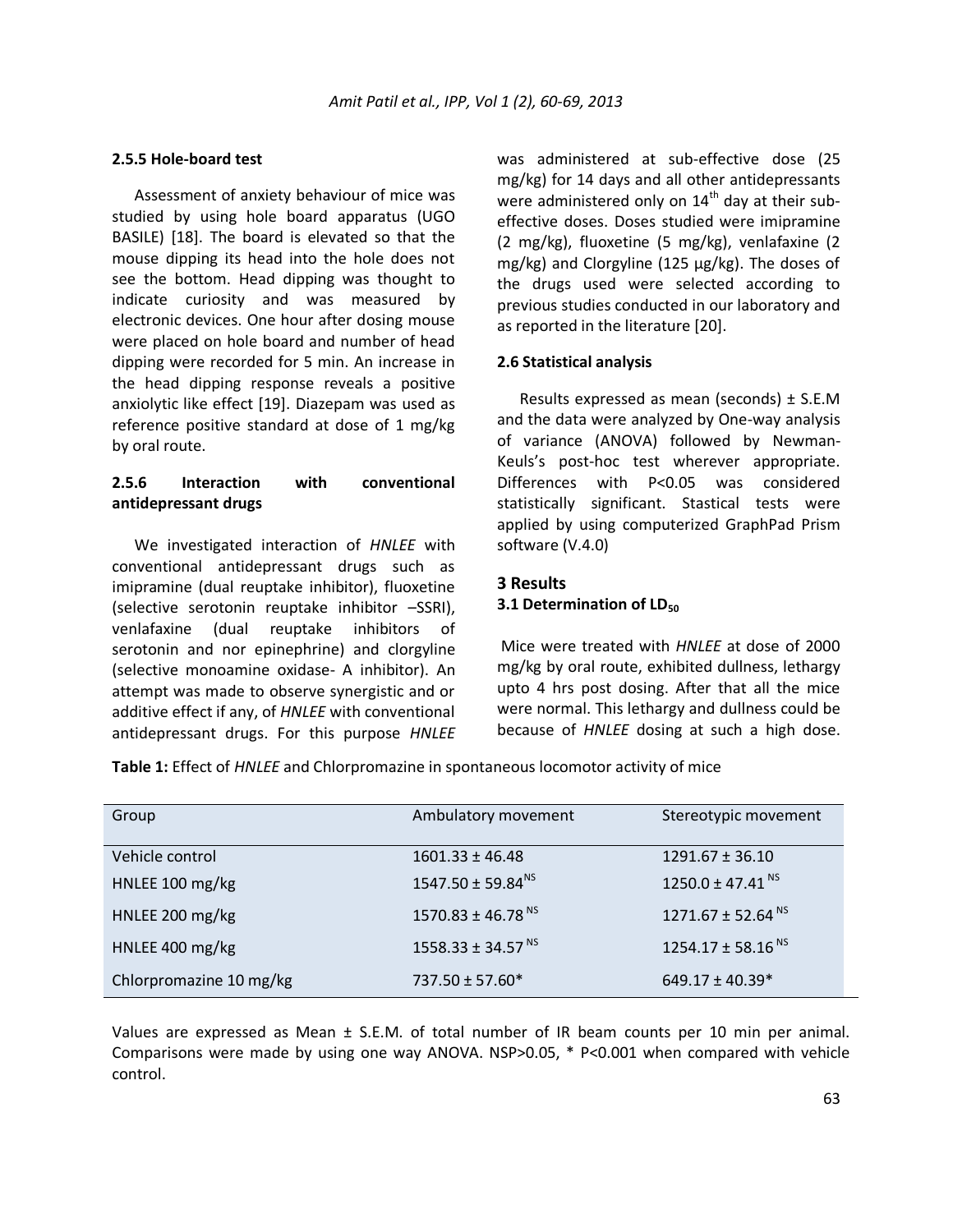### 2.5.5 Hole-board test

Assessment of anxiety behaviour of mice was studied by using hole board apparatus (UGO BASILE) [18]. The board is elevated so that the mouse dipping its head into the hole does not see the bottom. Head dipping was thought to indicate curiosity and was measured by electronic devices. One hour after dosing mouse were placed on hole board and number of head dipping were recorded for 5 min. An increase in the head dipping response reveals a positive anxiolytic like effect [19]. Diazepam was used as reference positive standard at dose of 1 mg/kg by oral route.

### 2.5.6 Interaction with conventional antidepressant drugs

We investigated interaction of *HNLEE* with conventional antidepressant drugs such as imipramine (dual reuptake inhibitor), fluoxetine (selective serotonin reuptake inhibitor –SSRI), venlafaxine (dual reuptake inhibitors of serotonin and nor epinephrine) and clorgyline (selective monoamine oxidase- A inhibitor). An attempt was made to observe synergistic and or additive effect if any, of *HNLEE* with conventional antidepressant drugs. For this purpose *HNLEE* was administered at sub-effective dose (25 mg/kg) for 14 days and all other antidepressants were administered only on 14$^{th}$ day at their sub-effective doses. Doses studied were imipramine (2 mg/kg), fluoxetine (5 mg/kg), venlafaxine (2 mg/kg) and Clorgyline (125 µg/kg). The doses of the drugs used were selected according to previous studies conducted in our laboratory and as reported in the literature [20].

### 2.6 Statistical analysis

Results expressed as mean (seconds) ± S.E.M and the data were analyzed by One-way analysis of variance (ANOVA) followed by Newman-Keuls's post-hoc test wherever appropriate. Differences with P<0.05 was considered statistically significant. Stastical tests were applied by using computerized GraphPad Prism software (V.4.0)

## 3 Results

### 3.1 Determination of $LD_{50}$

Mice were treated with *HNLEE* at dose of 2000 mg/kg by oral route, exhibited dullness, lethargy upto 4 hrs post dosing. After that all the mice were normal. This lethargy and dullness could be because of *HNLEE* dosing at such a high dose.

**Table 1:** Effect of *HNLEE* and Chlorpromazine in spontaneous locomotor activity of mice

| Group | Ambulatory movement | Stereotypic movement |
|---|---|---|
| Vehicle control | 1601.33 ± 46.48 | 1291.67 ± 36.10 |
| HNLEE 100 mg/kg | 1547.50 ± 59.84$^{NS}$ | 1250.0 ± 47.41$^{NS}$ |
| HNLEE 200 mg/kg | 1570.83 ± 46.78$^{NS}$ | 1271.67 ± 52.64$^{NS}$ |
| HNLEE 400 mg/kg | 1558.33 ± 34.57$^{NS}$ | 1254.17 ± 58.16$^{NS}$ |
| Chlorpromazine 10 mg/kg | 737.50 ± 57.60* | 649.17 ± 40.39* |

Values are expressed as Mean ± S.E.M. of total number of IR beam counts per 10 min per animal. Comparisons were made by using one way ANOVA. NSP>0.05, * P<0.001 when compared with vehicle control.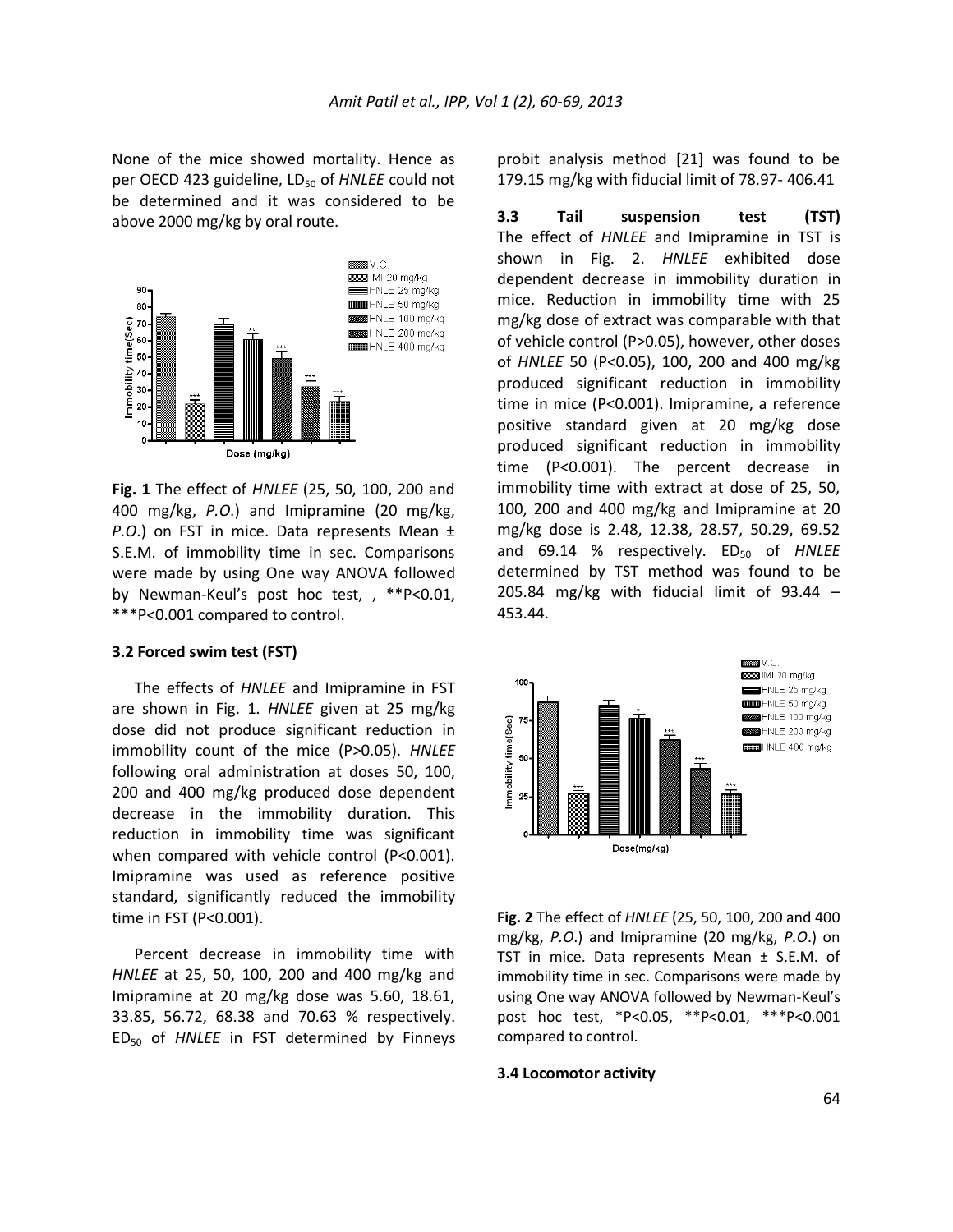None of the mice showed mortality. Hence as per OECD 423 guideline, $LD_{50}$ of *HNLEE* could not be determined and it was considered to be above 2000 mg/kg by oral route.

**Fig. 1** The effect of *HNLEE* (25, 50, 100, 200 and 400 mg/kg, *P.O.*) and Imipramine (20 mg/kg, *P.O*.) on FST in mice. Data represents Mean ± S.E.M. of immobility time in sec. Comparisons were made by using One way ANOVA followed by Newman-Keul's post hoc test, , **P<0.01, ***P<0.001 compared to control.

### 3.2 Forced swim test (FST)

The effects of *HNLEE* and Imipramine in FST are shown in Fig. 1. *HNLEE* given at 25 mg/kg dose did not produce significant reduction in immobility count of the mice (P>0.05). *HNLEE* following oral administration at doses 50, 100, 200 and 400 mg/kg produced dose dependent decrease in the immobility duration. This reduction in immobility time was significant when compared with vehicle control (P<0.001). Imipramine was used as reference positive standard, significantly reduced the immobility time in FST (P<0.001).

Percent decrease in immobility time with *HNLEE* at 25, 50, 100, 200 and 400 mg/kg and Imipramine at 20 mg/kg dose was 5.60, 18.61, 33.85, 56.72, 68.38 and 70.63 % respectively. $ED_{50}$ of *HNLEE* in FST determined by Finneys probit analysis method [21] was found to be 179.15 mg/kg with fiducial limit of 78.97- 406.41

### 3.3 Tail suspension test (TST)

The effect of *HNLEE* and Imipramine in TST is shown in Fig. 2. *HNLEE* exhibited dose dependent decrease in immobility duration in mice. Reduction in immobility time with 25 mg/kg dose of extract was comparable with that of vehicle control (P>0.05), however, other doses of *HNLEE* 50 (P<0.05), 100, 200 and 400 mg/kg produced significant reduction in immobility time in mice (P<0.001). Imipramine, a reference positive standard given at 20 mg/kg dose produced significant reduction in immobility time (P<0.001). The percent decrease in immobility time with extract at dose of 25, 50, 100, 200 and 400 mg/kg and Imipramine at 20 mg/kg dose is 2.48, 12.38, 28.57, 50.29, 69.52 and 69.14 % respectively. $ED_{50}$ of *HNLEE* determined by TST method was found to be 205.84 mg/kg with fiducial limit of 93.44 – 453.44.

**Fig. 2** The effect of *HNLEE* (25, 50, 100, 200 and 400 mg/kg, *P.O.*) and Imipramine (20 mg/kg, *P.O.*) on TST in mice. Data represents Mean ± S.E.M. of immobility time in sec. Comparisons were made by using One way ANOVA followed by Newman-Keul's post hoc test, *P<0.05, **P<0.01, ***P<0.001 compared to control.

### 3.4 Locomotor activity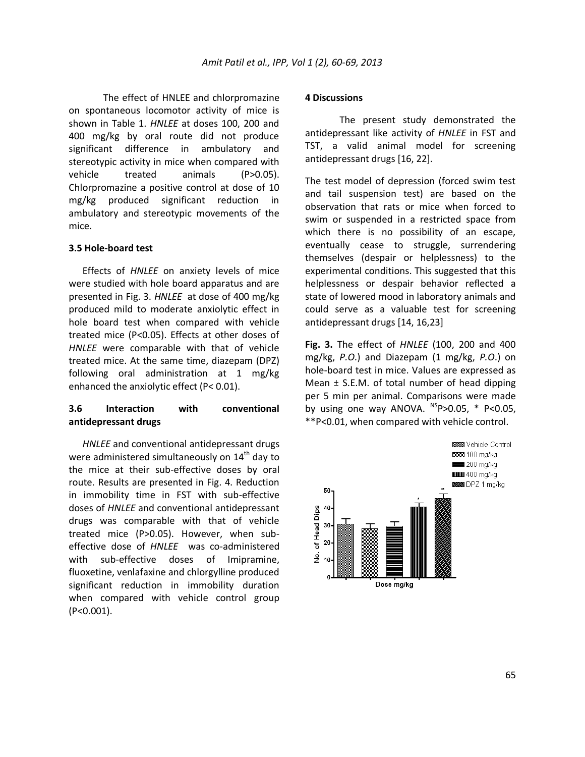The effect of HNLEE and chlorpromazine on spontaneous locomotor activity of mice is shown in Table 1. *HNLEE* at doses 100, 200 and 400 mg/kg by oral route did not produce significant difference in ambulatory and stereotypic activity in mice when compared with vehicle treated animals (P>0.05). Chlorpromazine a positive control at dose of 10 mg/kg produced significant reduction in ambulatory and stereotypic movements of the mice.

### 3.5 Hole-board test

Effects of *HNLEE* on anxiety levels of mice were studied with hole board apparatus and are presented in Fig. 3. *HNLEE* at dose of 400 mg/kg produced mild to moderate anxiolytic effect in hole board test when compared with vehicle treated mice (P<0.05). Effects at other doses of *HNLEE* were comparable with that of vehicle treated mice. At the same time, diazepam (DPZ) following oral administration at 1 mg/kg enhanced the anxiolytic effect (P< 0.01).

### 3.6 Interaction with conventional antidepressant drugs

*HNLEE* and conventional antidepressant drugs were administered simultaneously on 14$^{th}$ day to the mice at their sub-effective doses by oral route. Results are presented in Fig. 4. Reduction in immobility time in FST with sub-effective doses of *HNLEE* and conventional antidepressant drugs was comparable with that of vehicle treated mice (P>0.05). However, when sub-effective dose of *HNLEE* was co-administered with sub-effective doses of Imipramine, fluoxetine, venlafaxine and chlorgylline produced significant reduction in immobility duration when compared with vehicle control group (P<0.001).

## 4 Discussions

The present study demonstrated the antidepressant like activity of *HNLEE* in FST and TST, a valid animal model for screening antidepressant drugs [16, 22].

The test model of depression (forced swim test and tail suspension test) are based on the observation that rats or mice when forced to swim or suspended in a restricted space from which there is no possibility of an escape, eventually cease to struggle, surrendering themselves (despair or helplessness) to the experimental conditions. This suggested that this helplessness or despair behavior reflected a state of lowered mood in laboratory animals and could serve as a valuable test for screening antidepressant drugs [14, 16,23]

**Fig. 3.** The effect of *HNLEE* (100, 200 and 400 mg/kg, *P.O.*) and Diazepam (1 mg/kg, *P.O.*) on hole-board test in mice. Values are expressed as Mean ± S.E.M. of total number of head dipping per 5 min per animal. Comparisons were made by using one way ANOVA. $^{NS}$P>0.05, * P<0.05, **P<0.01, when compared with vehicle control.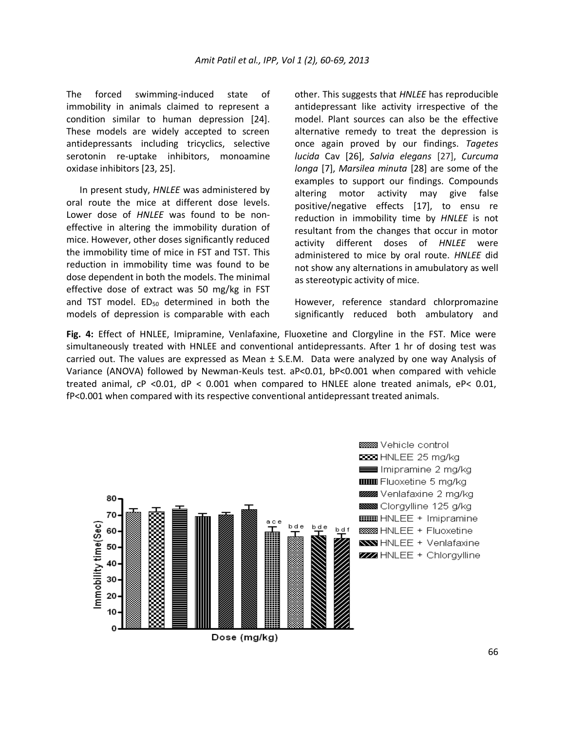The forced swimming-induced state of immobility in animals claimed to represent a condition similar to human depression [24]. These models are widely accepted to screen antidepressants including tricyclics, selective serotonin re-uptake inhibitors, monoamine oxidase inhibitors [23, 25].

In present study, *HNLEE* was administered by oral route the mice at different dose levels. Lower dose of *HNLEE* was found to be non-effective in altering the immobility duration of mice. However, other doses significantly reduced the immobility time of mice in FST and TST. This reduction in immobility time was found to be dose dependent in both the models. The minimal effective dose of extract was 50 mg/kg in FST and TST model. $ED_{50}$ determined in both the models of depression is comparable with each other. This suggests that *HNLEE* has reproducible antidepressant like activity irrespective of the model. Plant sources can also be the effective alternative remedy to treat the depression is once again proved by our findings. *Tagetes lucida* Cav [26], *Salvia elegans* [27], *Curcuma longa* [7], *Marsilea minuta* [28] are some of the examples to support our findings. Compounds altering motor activity may give false positive/negative effects [17], to ensu re reduction in immobility time by *HNLEE* is not resultant from the changes that occur in motor activity different doses of *HNLEE* were administered to mice by oral route. *HNLEE* did not show any alternations in amubulatory as well as stereotypic activity of mice.

However, reference standard chlorpromazine significantly reduced both ambulatory and

**Fig. 4:** Effect of HNLEE, Imipramine, Venlafaxine, Fluoxetine and Clorgyline in the FST. Mice were simultaneously treated with HNLEE and conventional antidepressants. After 1 hr of dosing test was carried out. The values are expressed as Mean ± S.E.M. Data were analyzed by one way Analysis of Variance (ANOVA) followed by Newman-Keuls test. aP<0.01, bP<0.001 when compared with vehicle treated animal, cP <0.01, dP < 0.001 when compared to HNLEE alone treated animals, eP< 0.01, fP<0.001 when compared with its respective conventional antidepressant treated animals.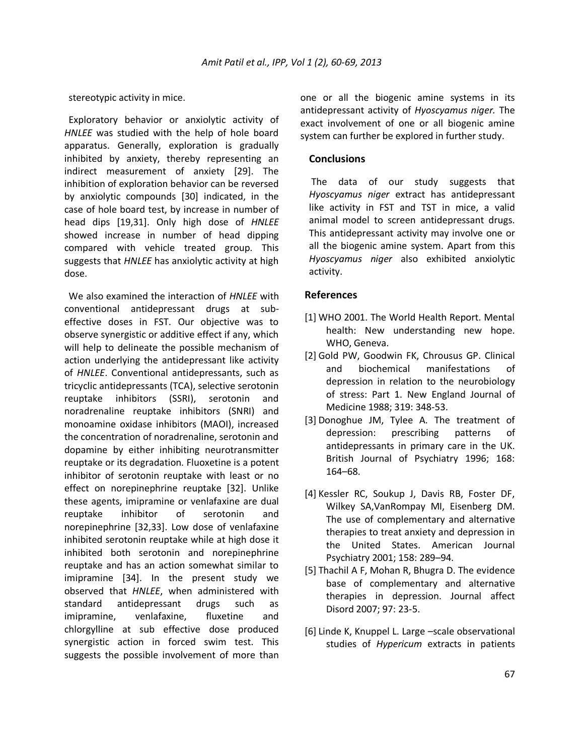stereotypic activity in mice.

Exploratory behavior or anxiolytic activity of *HNLEE* was studied with the help of hole board apparatus. Generally, exploration is gradually inhibited by anxiety, thereby representing an indirect measurement of anxiety [29]. The inhibition of exploration behavior can be reversed by anxiolytic compounds [30] indicated, in the case of hole board test, by increase in number of head dips [19,31]. Only high dose of *HNLEE* showed increase in number of head dipping compared with vehicle treated group. This suggests that *HNLEE* has anxiolytic activity at high dose.

We also examined the interaction of *HNLEE* with conventional antidepressant drugs at sub-effective doses in FST. Our objective was to observe synergistic or additive effect if any, which will help to delineate the possible mechanism of action underlying the antidepressant like activity of *HNLEE*. Conventional antidepressants, such as tricyclic antidepressants (TCA), selective serotonin reuptake inhibitors (SSRI), serotonin and noradrenaline reuptake inhibitors (SNRI) and monoamine oxidase inhibitors (MAOI), increased the concentration of noradrenaline, serotonin and dopamine by either inhibiting neurotransmitter reuptake or its degradation. Fluoxetine is a potent inhibitor of serotonin reuptake with least or no effect on norepinephrine reuptake [32]. Unlike these agents, imipramine or venlafaxine are dual reuptake inhibitor of serotonin and norepinephrine [32,33]. Low dose of venlafaxine inhibited serotonin reuptake while at high dose it inhibited both serotonin and norepinephrine reuptake and has an action somewhat similar to imipramine [34]. In the present study we observed that *HNLEE*, when administered with standard antidepressant drugs such as imipramine, venlafaxine, fluxetine and chlorgylline at sub effective dose produced synergistic action in forced swim test. This suggests the possible involvement of more than one or all the biogenic amine systems in its antidepressant activity of *Hyoscyamus niger.* The exact involvement of one or all biogenic amine system can further be explored in further study.

## Conclusions

The data of our study suggests that *Hyoscyamus niger* extract has antidepressant like activity in FST and TST in mice, a valid animal model to screen antidepressant drugs. This antidepressant activity may involve one or all the biogenic amine system. Apart from this *Hyoscyamus niger* also exhibited anxiolytic activity.

## References

[1] WHO 2001. The World Health Report. Mental health: New understanding new hope. WHO, Geneva.

[2] Gold PW, Goodwin FK, Chrousus GP. Clinical and biochemical manifestations of depression in relation to the neurobiology of stress: Part 1. New England Journal of Medicine 1988; 319: 348-53.

[3] Donoghue JM, Tylee A. The treatment of depression: prescribing patterns of antidepressants in primary care in the UK. British Journal of Psychiatry 1996; 168: 164–68.

[4] Kessler RC, Soukup J, Davis RB, Foster DF, Wilkey SA,VanRompay MI, Eisenberg DM. The use of complementary and alternative therapies to treat anxiety and depression in the United States. American Journal Psychiatry 2001; 158: 289–94.

[5] Thachil A F, Mohan R, Bhugra D. The evidence base of complementary and alternative therapies in depression. Journal affect Disord 2007; 97: 23-5.

[6] Linde K, Knuppel L. Large –scale observational studies of *Hypericum* extracts in patients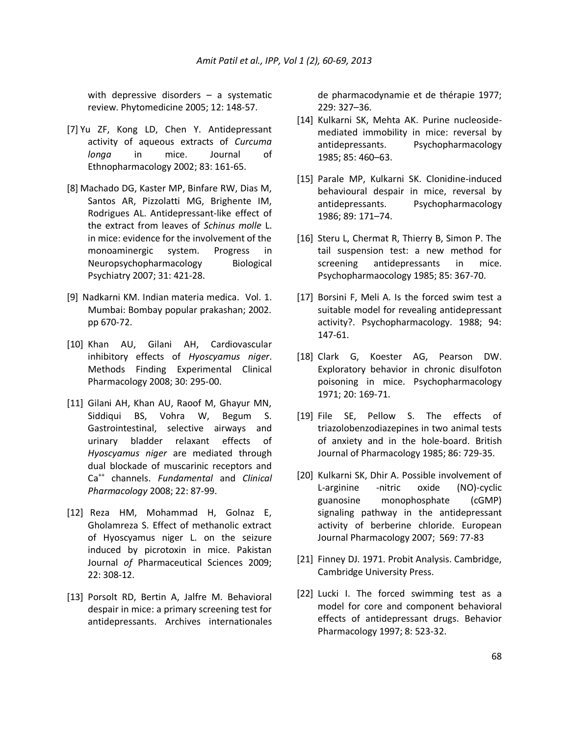with depressive disorders – a systematic review. Phytomedicine 2005; 12: 148-57.

[7] Yu ZF, Kong LD, Chen Y. Antidepressant activity of aqueous extracts of *Curcuma longa* in mice. Journal of Ethnopharmacology 2002; 83: 161-65.

[8] Machado DG, Kaster MP, Binfare RW, Dias M, Santos AR, Pizzolatti MG, Brighente IM, Rodrigues AL. Antidepressant-like effect of the extract from leaves of *Schinus molle* L. in mice: evidence for the involvement of the monoaminergic system. Progress in Neuropsychopharmacology Biological Psychiatry 2007; 31: 421-28.

[9] Nadkarni KM. Indian materia medica. Vol. 1. Mumbai: Bombay popular prakashan; 2002. pp 670-72.

[10] Khan AU, Gilani AH, Cardiovascular inhibitory effects of *Hyoscyamus niger*. Methods Finding Experimental Clinical Pharmacology 2008; 30: 295-00.

[11] Gilani AH, Khan AU, Raoof M, Ghayur MN, Siddiqui BS, Vohra W, Begum S. Gastrointestinal, selective airways and urinary bladder relaxant effects of *Hyoscyamus niger* are mediated through dual blockade of muscarinic receptors and $Ca^{++}$ channels. *Fundamental* and *Clinical Pharmacology* 2008; 22: 87-99.

[12] Reza HM, Mohammad H, Golnaz E, Gholamreza S. Effect of methanolic extract of Hyoscyamus niger L. on the seizure induced by picrotoxin in mice. Pakistan Journal *of* Pharmaceutical Sciences 2009; 22: 308-12.

[13] Porsolt RD, Bertin A, Jalfre M. Behavioral despair in mice: a primary screening test for antidepressants. Archives internationales de pharmacodynamie et de thérapie 1977; 229: 327–36.

[14] Kulkarni SK, Mehta AK. Purine nucleoside-mediated immobility in mice: reversal by antidepressants. Psychopharmacology 1985; 85: 460–63.

[15] Parale MP, Kulkarni SK. Clonidine-induced behavioural despair in mice, reversal by antidepressants. Psychopharmacology 1986; 89: 171–74.

[16] Steru L, Chermat R, Thierry B, Simon P. The tail suspension test: a new method for screening antidepressants in mice. Psychopharmaocology 1985; 85: 367-70.

[17] Borsini F, Meli A. Is the forced swim test a suitable model for revealing antidepressant activity?. Psychopharmacology. 1988; 94: 147-61.

[18] Clark G, Koester AG, Pearson DW. Exploratory behavior in chronic disulfoton poisoning in mice. Psychopharmacology 1971; 20: 169-71.

[19] File SE, Pellow S. The effects of triazolobenzodiazepines in two animal tests of anxiety and in the hole-board. British Journal of Pharmacology 1985; 86: 729-35.

[20] Kulkarni SK, Dhir A. Possible involvement of L-arginine -nitric oxide (NO)-cyclic guanosine monophosphate (cGMP) signaling pathway in the antidepressant activity of berberine chloride. European Journal Pharmacology 2007; 569: 77-83

[21] Finney DJ. 1971. Probit Analysis. Cambridge, Cambridge University Press.

[22] Lucki I. The forced swimming test as a model for core and component behavioral effects of antidepressant drugs. Behavior Pharmacology 1997; 8: 523-32.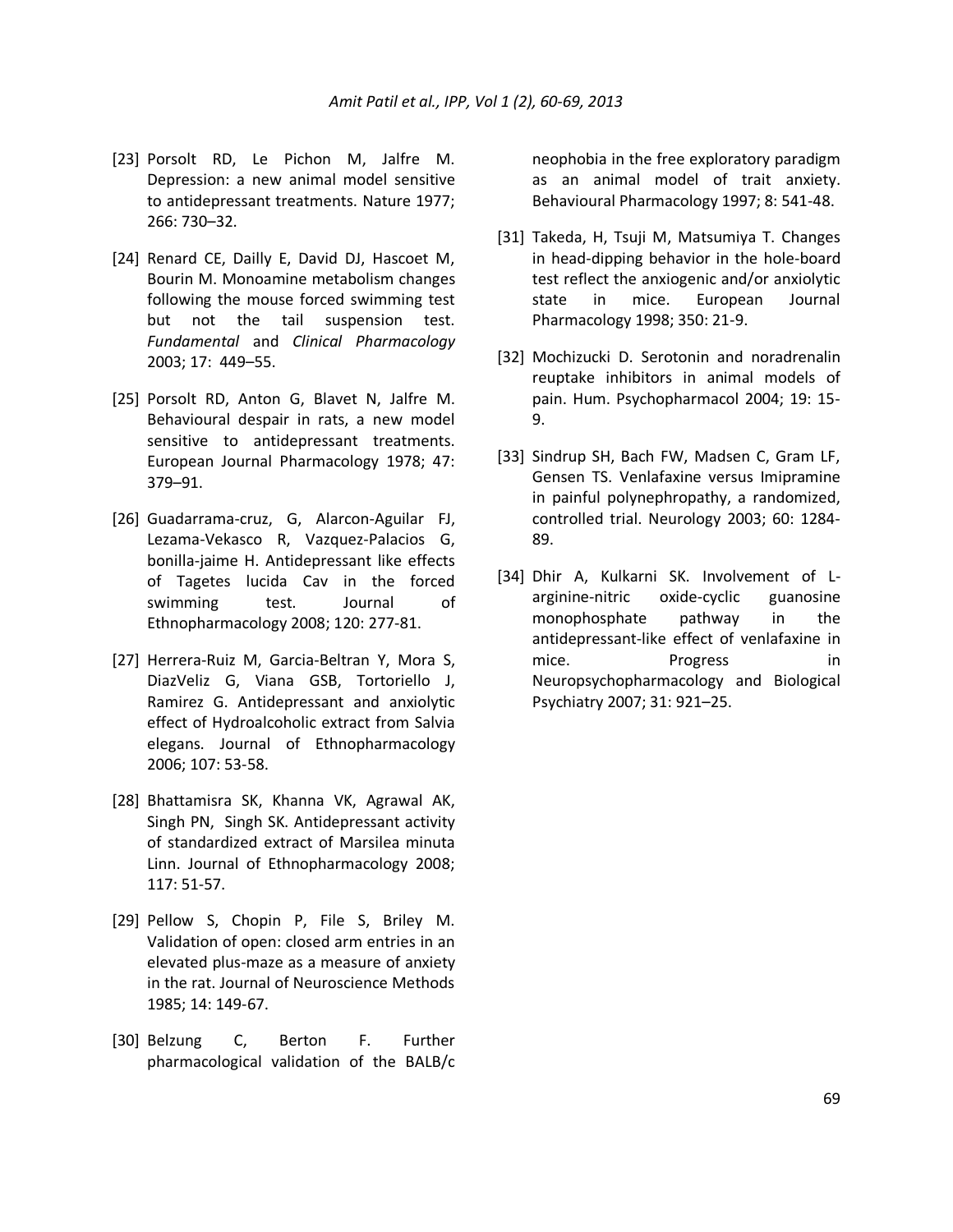[23] Porsolt RD, Le Pichon M, Jalfre M. Depression: a new animal model sensitive to antidepressant treatments. Nature 1977; 266: 730–32.

[24] Renard CE, Dailly E, David DJ, Hascoet M, Bourin M. Monoamine metabolism changes following the mouse forced swimming test but not the tail suspension test. *Fundamental* and *Clinical Pharmacology* 2003; 17: 449–55.

[25] Porsolt RD, Anton G, Blavet N, Jalfre M. Behavioural despair in rats, a new model sensitive to antidepressant treatments. European Journal Pharmacology 1978; 47: 379–91.

[26] Guadarrama-cruz, G, Alarcon-Aguilar FJ, Lezama-Vekasco R, Vazquez-Palacios G, bonilla-jaime H. Antidepressant like effects of Tagetes lucida Cav in the forced swimming test. Journal of Ethnopharmacology 2008; 120: 277-81.

[27] Herrera-Ruiz M, Garcia-Beltran Y, Mora S, DiazVeliz G, Viana GSB, Tortoriello J, Ramirez G. Antidepressant and anxiolytic effect of Hydroalcoholic extract from Salvia elegans. Journal of Ethnopharmacology 2006; 107: 53-58.

[28] Bhattamisra SK, Khanna VK, Agrawal AK, Singh PN, Singh SK. Antidepressant activity of standardized extract of Marsilea minuta Linn. Journal of Ethnopharmacology 2008; 117: 51-57.

[29] Pellow S, Chopin P, File S, Briley M. Validation of open: closed arm entries in an elevated plus-maze as a measure of anxiety in the rat. Journal of Neuroscience Methods 1985; 14: 149-67.

[30] Belzung C, Berton F. Further pharmacological validation of the BALB/c neophobia in the free exploratory paradigm as an animal model of trait anxiety. Behavioural Pharmacology 1997; 8: 541-48.

[31] Takeda, H, Tsuji M, Matsumiya T. Changes in head-dipping behavior in the hole-board test reflect the anxiogenic and/or anxiolytic state in mice. European Journal Pharmacology 1998; 350: 21-9.

[32] Mochizucki D. Serotonin and noradrenalin reuptake inhibitors in animal models of pain. Hum. Psychopharmacol 2004; 19: 15-9.

[33] Sindrup SH, Bach FW, Madsen C, Gram LF, Gensen TS. Venlafaxine versus Imipramine in painful polynephropathy, a randomized, controlled trial. Neurology 2003; 60: 1284-89.

[34] Dhir A, Kulkarni SK. Involvement of L-arginine-nitric oxide-cyclic guanosine monophosphate pathway in the antidepressant-like effect of venlafaxine in mice. Progress in Neuropsychopharmacology and Biological Psychiatry 2007; 31: 921–25.